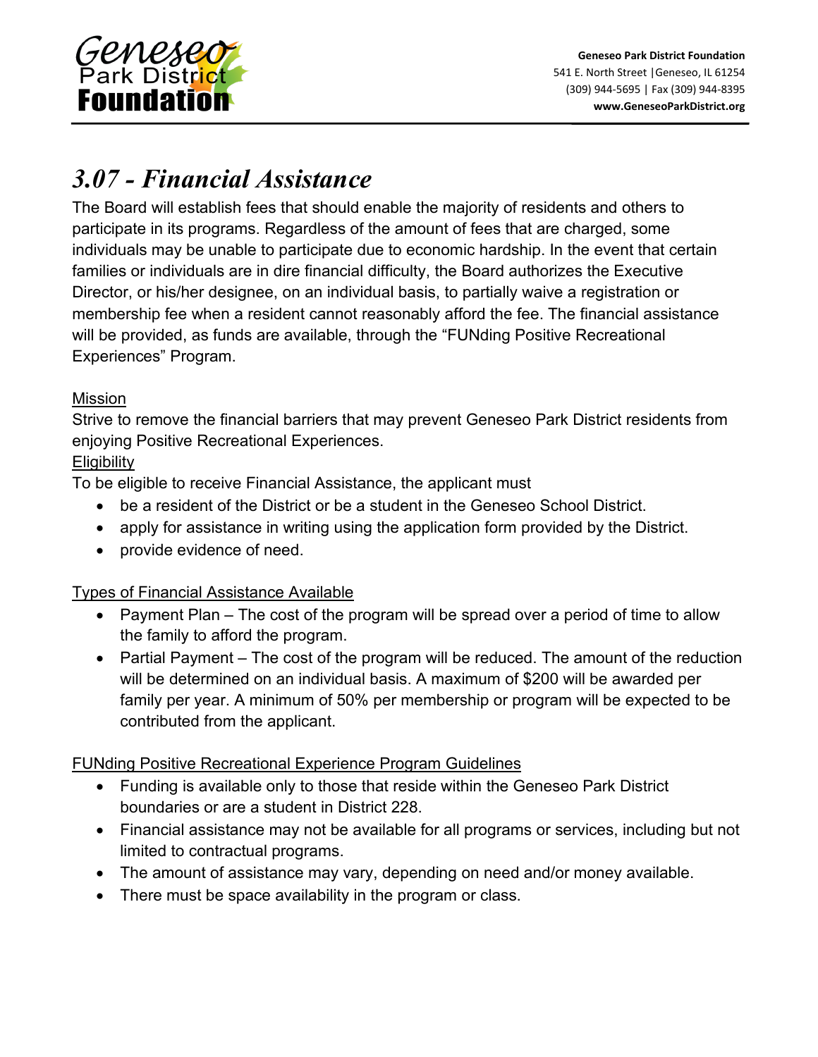Geneseo Park District Foundation

**Geneseo Park District Foundation**
541 E. North Street |Geneseo, IL 61254
(309) 944-5695 | Fax (309) 944-8395
**www.GeneseoParkDistrict.org**

# *3.07 - Financial Assistance*

The Board will establish fees that should enable the majority of residents and others to participate in its programs. Regardless of the amount of fees that are charged, some individuals may be unable to participate due to economic hardship. In the event that certain families or individuals are in dire financial difficulty, the Board authorizes the Executive Director, or his/her designee, on an individual basis, to partially waive a registration or membership fee when a resident cannot reasonably afford the fee. The financial assistance will be provided, as funds are available, through the "FUNding Positive Recreational Experiences" Program.

<u>Mission</u>
Strive to remove the financial barriers that may prevent Geneseo Park District residents from enjoying Positive Recreational Experiences.

<u>Eligibility</u>
To be eligible to receive Financial Assistance, the applicant must

- be a resident of the District or be a student in the Geneseo School District.
- apply for assistance in writing using the application form provided by the District.
- provide evidence of need.

<u>Types of Financial Assistance Available</u>

- Payment Plan – The cost of the program will be spread over a period of time to allow the family to afford the program.
- Partial Payment – The cost of the program will be reduced. The amount of the reduction will be determined on an individual basis. A maximum of $200 will be awarded per family per year. A minimum of 50% per membership or program will be expected to be contributed from the applicant.

<u>FUNding Positive Recreational Experience Program Guidelines</u>

- Funding is available only to those that reside within the Geneseo Park District boundaries or are a student in District 228.
- Financial assistance may not be available for all programs or services, including but not limited to contractual programs.
- The amount of assistance may vary, depending on need and/or money available.
- There must be space availability in the program or class.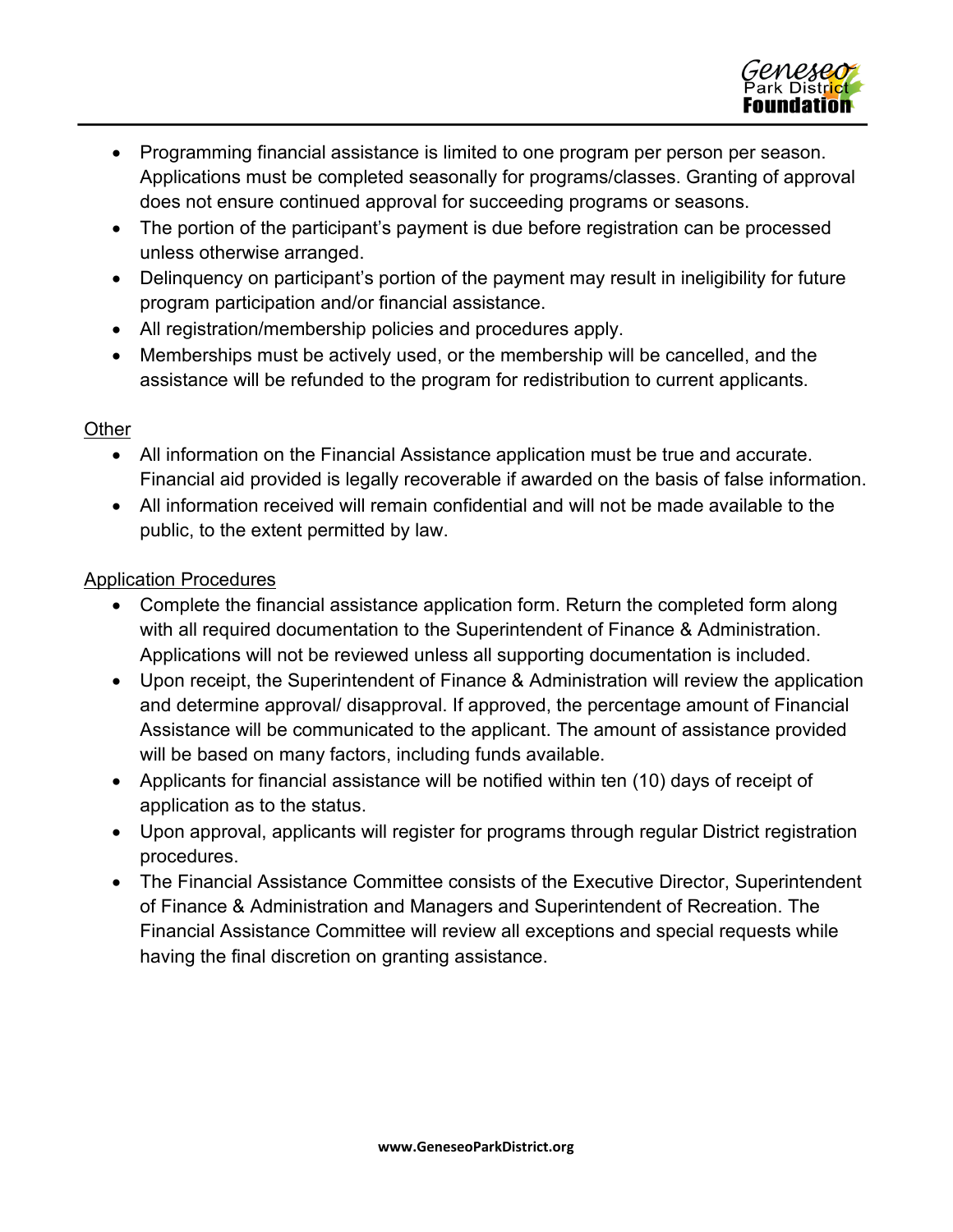- Programming financial assistance is limited to one program per person per season. Applications must be completed seasonally for programs/classes. Granting of approval does not ensure continued approval for succeeding programs or seasons.
- The portion of the participant's payment is due before registration can be processed unless otherwise arranged.
- Delinquency on participant's portion of the payment may result in ineligibility for future program participation and/or financial assistance.
- All registration/membership policies and procedures apply.
- Memberships must be actively used, or the membership will be cancelled, and the assistance will be refunded to the program for redistribution to current applicants.

Other

- All information on the Financial Assistance application must be true and accurate. Financial aid provided is legally recoverable if awarded on the basis of false information.
- All information received will remain confidential and will not be made available to the public, to the extent permitted by law.

Application Procedures

- Complete the financial assistance application form. Return the completed form along with all required documentation to the Superintendent of Finance & Administration. Applications will not be reviewed unless all supporting documentation is included.
- Upon receipt, the Superintendent of Finance & Administration will review the application and determine approval/ disapproval. If approved, the percentage amount of Financial Assistance will be communicated to the applicant. The amount of assistance provided will be based on many factors, including funds available.
- Applicants for financial assistance will be notified within ten (10) days of receipt of application as to the status.
- Upon approval, applicants will register for programs through regular District registration procedures.
- The Financial Assistance Committee consists of the Executive Director, Superintendent of Finance & Administration and Managers and Superintendent of Recreation. The Financial Assistance Committee will review all exceptions and special requests while having the final discretion on granting assistance.